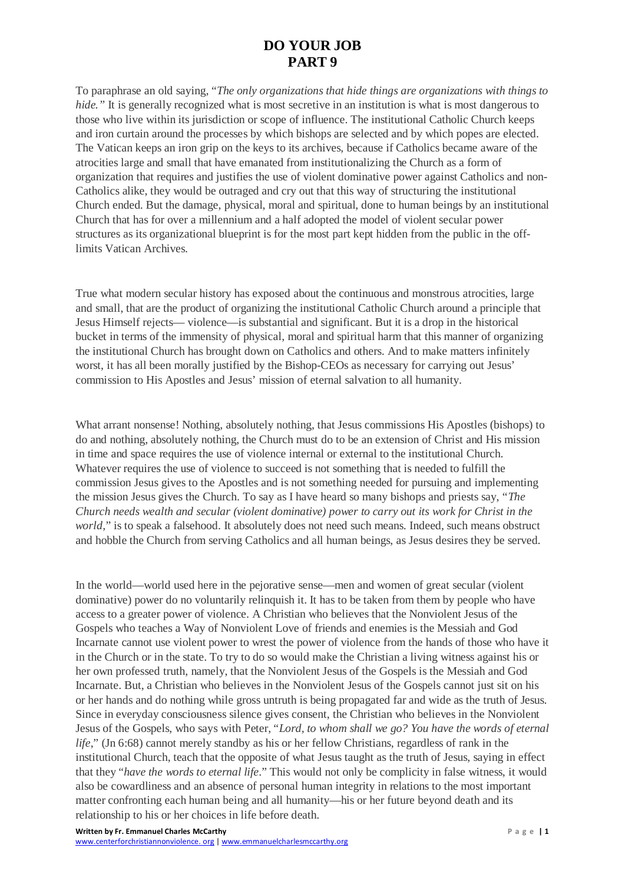# DO YOUR JOB
# PART 9

To paraphrase an old saying, "*The only organizations that hide things are organizations with things to hide.*" It is generally recognized what is most secretive in an institution is what is most dangerous to those who live within its jurisdiction or scope of influence. The institutional Catholic Church keeps and iron curtain around the processes by which bishops are selected and by which popes are elected. The Vatican keeps an iron grip on the keys to its archives, because if Catholics became aware of the atrocities large and small that have emanated from institutionalizing the Church as a form of organization that requires and justifies the use of violent dominative power against Catholics and non-Catholics alike, they would be outraged and cry out that this way of structuring the institutional Church ended. But the damage, physical, moral and spiritual, done to human beings by an institutional Church that has for over a millennium and a half adopted the model of violent secular power structures as its organizational blueprint is for the most part kept hidden from the public in the off-limits Vatican Archives.

True what modern secular history has exposed about the continuous and monstrous atrocities, large and small, that are the product of organizing the institutional Catholic Church around a principle that Jesus Himself rejects— violence—is substantial and significant. But it is a drop in the historical bucket in terms of the immensity of physical, moral and spiritual harm that this manner of organizing the institutional Church has brought down on Catholics and others. And to make matters infinitely worst, it has all been morally justified by the Bishop-CEOs as necessary for carrying out Jesus' commission to His Apostles and Jesus' mission of eternal salvation to all humanity.

What arrant nonsense! Nothing, absolutely nothing, that Jesus commissions His Apostles (bishops) to do and nothing, absolutely nothing, the Church must do to be an extension of Christ and His mission in time and space requires the use of violence internal or external to the institutional Church. Whatever requires the use of violence to succeed is not something that is needed to fulfill the commission Jesus gives to the Apostles and is not something needed for pursuing and implementing the mission Jesus gives the Church. To say as I have heard so many bishops and priests say, "*The Church needs wealth and secular (violent dominative) power to carry out its work for Christ in the world,*" is to speak a falsehood. It absolutely does not need such means. Indeed, such means obstruct and hobble the Church from serving Catholics and all human beings, as Jesus desires they be served.

In the world—world used here in the pejorative sense—men and women of great secular (violent dominative) power do no voluntarily relinquish it. It has to be taken from them by people who have access to a greater power of violence. A Christian who believes that the Nonviolent Jesus of the Gospels who teaches a Way of Nonviolent Love of friends and enemies is the Messiah and God Incarnate cannot use violent power to wrest the power of violence from the hands of those who have it in the Church or in the state. To try to do so would make the Christian a living witness against his or her own professed truth, namely, that the Nonviolent Jesus of the Gospels is the Messiah and God Incarnate. But, a Christian who believes in the Nonviolent Jesus of the Gospels cannot just sit on his or her hands and do nothing while gross untruth is being propagated far and wide as the truth of Jesus. Since in everyday consciousness silence gives consent, the Christian who believes in the Nonviolent Jesus of the Gospels, who says with Peter, "*Lord, to whom shall we go? You have the words of eternal life,*" (Jn 6:68) cannot merely standby as his or her fellow Christians, regardless of rank in the institutional Church, teach that the opposite of what Jesus taught as the truth of Jesus, saying in effect that they "*have the words to eternal life*." This would not only be complicity in false witness, it would also be cowardliness and an absence of personal human integrity in relations to the most important matter confronting each human being and all humanity—his or her future beyond death and its relationship to his or her choices in life before death.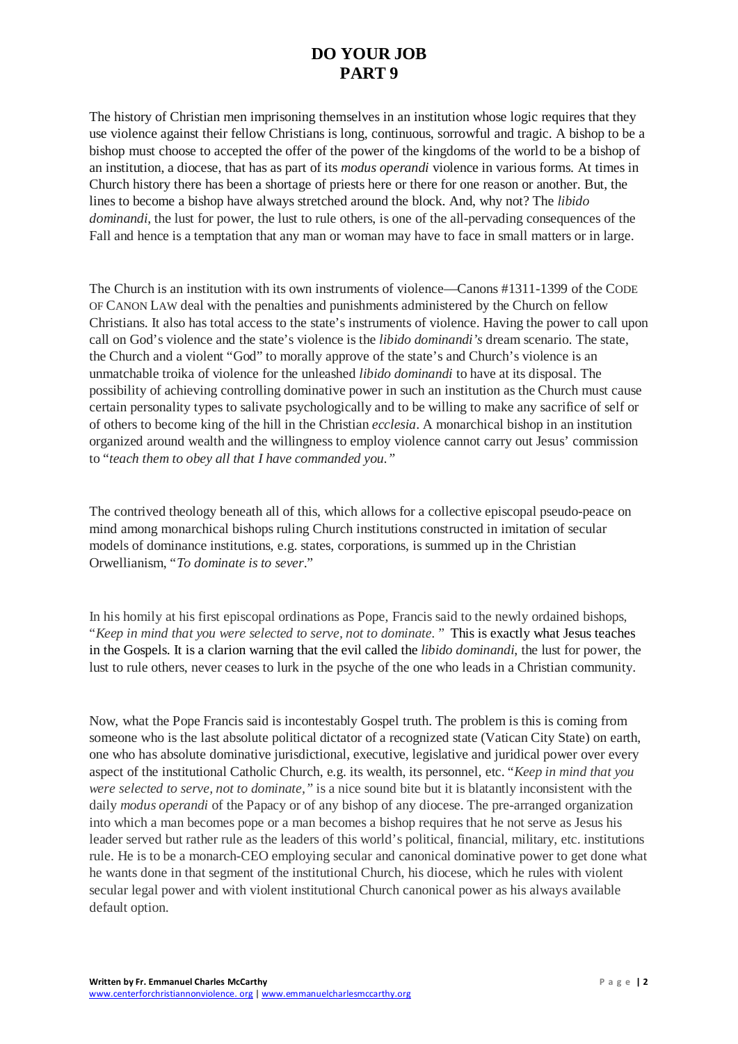# DO YOUR JOB
# PART 9

The history of Christian men imprisoning themselves in an institution whose logic requires that they use violence against their fellow Christians is long, continuous, sorrowful and tragic. A bishop to be a bishop must choose to accepted the offer of the power of the kingdoms of the world to be a bishop of an institution, a diocese, that has as part of its *modus operandi* violence in various forms. At times in Church history there has been a shortage of priests here or there for one reason or another. But, the lines to become a bishop have always stretched around the block. And, why not? The *libido dominandi*, the lust for power, the lust to rule others, is one of the all-pervading consequences of the Fall and hence is a temptation that any man or woman may have to face in small matters or in large.

The Church is an institution with its own instruments of violence—Canons #1311-1399 of the CODE OF CANON LAW deal with the penalties and punishments administered by the Church on fellow Christians. It also has total access to the state's instruments of violence. Having the power to call upon call on God's violence and the state's violence is the *libido dominandi's* dream scenario. The state, the Church and a violent "God" to morally approve of the state's and Church's violence is an unmatchable troika of violence for the unleashed *libido dominandi* to have at its disposal. The possibility of achieving controlling dominative power in such an institution as the Church must cause certain personality types to salivate psychologically and to be willing to make any sacrifice of self or of others to become king of the hill in the Christian *ecclesia*. A monarchical bishop in an institution organized around wealth and the willingness to employ violence cannot carry out Jesus' commission to "*teach them to obey all that I have commanded you.*"

The contrived theology beneath all of this, which allows for a collective episcopal pseudo-peace on mind among monarchical bishops ruling Church institutions constructed in imitation of secular models of dominance institutions, e.g. states, corporations, is summed up in the Christian Orwellianism, "*To dominate is to sever*."

In his homily at his first episcopal ordinations as Pope, Francis said to the newly ordained bishops, "*Keep in mind that you were selected to serve, not to dominate.*" This is exactly what Jesus teaches in the Gospels. It is a clarion warning that the evil called the *libido dominandi*, the lust for power, the lust to rule others, never ceases to lurk in the psyche of the one who leads in a Christian community.

Now, what the Pope Francis said is incontestably Gospel truth. The problem is this is coming from someone who is the last absolute political dictator of a recognized state (Vatican City State) on earth, one who has absolute dominative jurisdictional, executive, legislative and juridical power over every aspect of the institutional Catholic Church, e.g. its wealth, its personnel, etc. "*Keep in mind that you were selected to serve, not to dominate,*" is a nice sound bite but it is blatantly inconsistent with the daily *modus operandi* of the Papacy or of any bishop of any diocese. The pre-arranged organization into which a man becomes pope or a man becomes a bishop requires that he not serve as Jesus his leader served but rather rule as the leaders of this world's political, financial, military, etc. institutions rule. He is to be a monarch-CEO employing secular and canonical dominative power to get done what he wants done in that segment of the institutional Church, his diocese, which he rules with violent secular legal power and with violent institutional Church canonical power as his always available default option.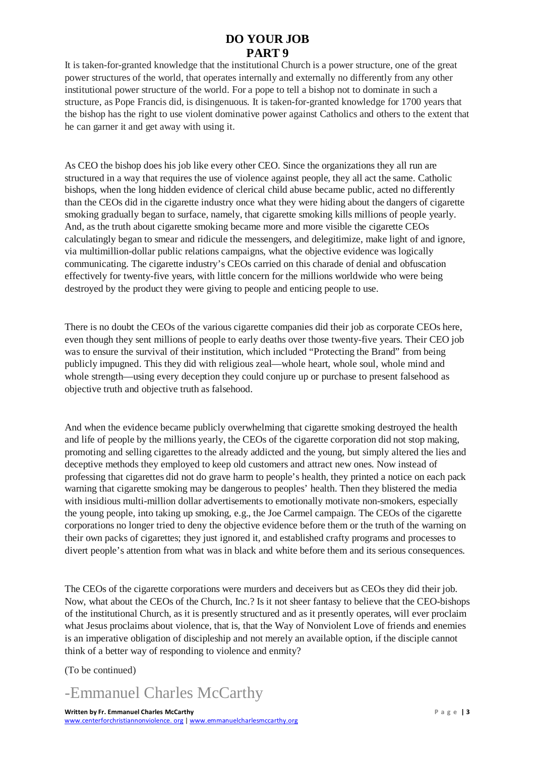# DO YOUR JOB
# PART 9

It is taken-for-granted knowledge that the institutional Church is a power structure, one of the great power structures of the world, that operates internally and externally no differently from any other institutional power structure of the world. For a pope to tell a bishop not to dominate in such a structure, as Pope Francis did, is disingenuous. It is taken-for-granted knowledge for 1700 years that the bishop has the right to use violent dominative power against Catholics and others to the extent that he can garner it and get away with using it.

As CEO the bishop does his job like every other CEO. Since the organizations they all run are structured in a way that requires the use of violence against people, they all act the same. Catholic bishops, when the long hidden evidence of clerical child abuse became public, acted no differently than the CEOs did in the cigarette industry once what they were hiding about the dangers of cigarette smoking gradually began to surface, namely, that cigarette smoking kills millions of people yearly. And, as the truth about cigarette smoking became more and more visible the cigarette CEOs calculatingly began to smear and ridicule the messengers, and delegitimize, make light of and ignore, via multimillion-dollar public relations campaigns, what the objective evidence was logically communicating. The cigarette industry's CEOs carried on this charade of denial and obfuscation effectively for twenty-five years, with little concern for the millions worldwide who were being destroyed by the product they were giving to people and enticing people to use.

There is no doubt the CEOs of the various cigarette companies did their job as corporate CEOs here, even though they sent millions of people to early deaths over those twenty-five years. Their CEO job was to ensure the survival of their institution, which included "Protecting the Brand" from being publicly impugned. This they did with religious zeal—whole heart, whole soul, whole mind and whole strength—using every deception they could conjure up or purchase to present falsehood as objective truth and objective truth as falsehood.

And when the evidence became publicly overwhelming that cigarette smoking destroyed the health and life of people by the millions yearly, the CEOs of the cigarette corporation did not stop making, promoting and selling cigarettes to the already addicted and the young, but simply altered the lies and deceptive methods they employed to keep old customers and attract new ones. Now instead of professing that cigarettes did not do grave harm to people's health, they printed a notice on each pack warning that cigarette smoking may be dangerous to peoples' health. Then they blistered the media with insidious multi-million dollar advertisements to emotionally motivate non-smokers, especially the young people, into taking up smoking, e.g., the Joe Carmel campaign. The CEOs of the cigarette corporations no longer tried to deny the objective evidence before them or the truth of the warning on their own packs of cigarettes; they just ignored it, and established crafty programs and processes to divert people's attention from what was in black and white before them and its serious consequences.

The CEOs of the cigarette corporations were murders and deceivers but as CEOs they did their job. Now, what about the CEOs of the Church, Inc.? Is it not sheer fantasy to believe that the CEO-bishops of the institutional Church, as it is presently structured and as it presently operates, will ever proclaim what Jesus proclaims about violence, that is, that the Way of Nonviolent Love of friends and enemies is an imperative obligation of discipleship and not merely an available option, if the disciple cannot think of a better way of responding to violence and enmity?

(To be continued)

-Emmanuel Charles McCarthy